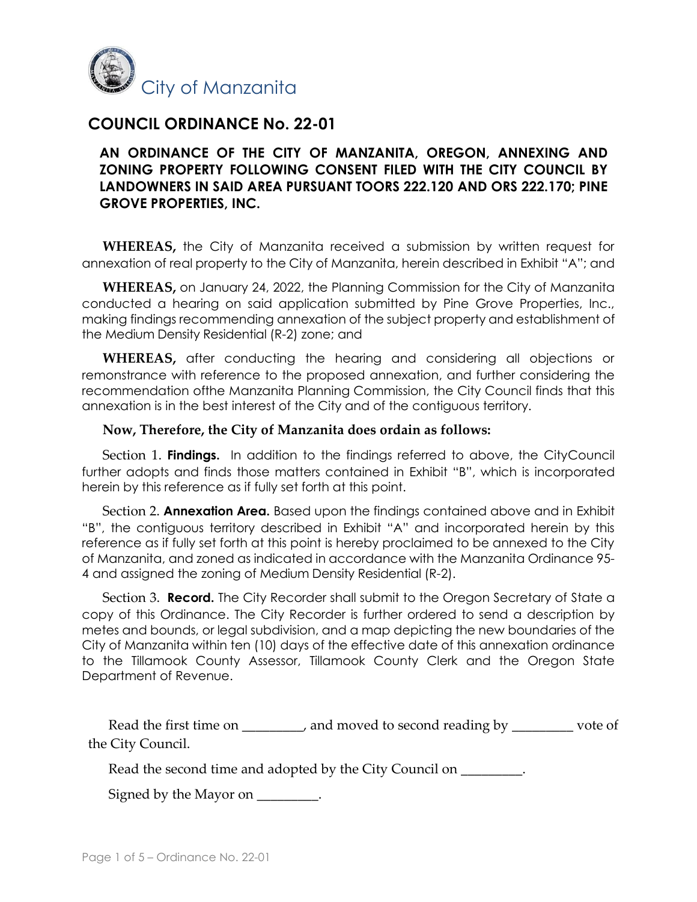City of Manzanita

# COUNCIL ORDINANCE No. 22-01

## AN ORDINANCE OF THE CITY OF MANZANITA, OREGON, ANNEXING AND ZONING PROPERTY FOLLOWING CONSENT FILED WITH THE CITY COUNCIL BY LANDOWNERS IN SAID AREA PURSUANT TOORS 222.120 AND ORS 222.170; PINE GROVE PROPERTIES, INC.

**WHEREAS,** the City of Manzanita received a submission by written request for annexation of real property to the City of Manzanita, herein described in Exhibit "A"; and

**WHEREAS,** on January 24, 2022, the Planning Commission for the City of Manzanita conducted a hearing on said application submitted by Pine Grove Properties, Inc., making findings recommending annexation of the subject property and establishment of the Medium Density Residential (R-2) zone; and

**WHEREAS,** after conducting the hearing and considering all objections or remonstrance with reference to the proposed annexation, and further considering the recommendation ofthe Manzanita Planning Commission, the City Council finds that this annexation is in the best interest of the City and of the contiguous territory.

**Now, Therefore, the City of Manzanita does ordain as follows:**

Section 1. **Findings.** In addition to the findings referred to above, the CityCouncil further adopts and finds those matters contained in Exhibit "B", which is incorporated herein by this reference as if fully set forth at this point.

Section 2. **Annexation Area.** Based upon the findings contained above and in Exhibit "B", the contiguous territory described in Exhibit "A" and incorporated herein by this reference as if fully set forth at this point is hereby proclaimed to be annexed to the City of Manzanita, and zoned as indicated in accordance with the Manzanita Ordinance 95-4 and assigned the zoning of Medium Density Residential (R-2).

Section 3. **Record.** The City Recorder shall submit to the Oregon Secretary of State a copy of this Ordinance. The City Recorder is further ordered to send a description by metes and bounds, or legal subdivision, and a map depicting the new boundaries of the City of Manzanita within ten (10) days of the effective date of this annexation ordinance to the Tillamook County Assessor, Tillamook County Clerk and the Oregon State Department of Revenue.

Read the first time on _________, and moved to second reading by _________ vote of the City Council.

Read the second time and adopted by the City Council on _________.

Signed by the Mayor on _________.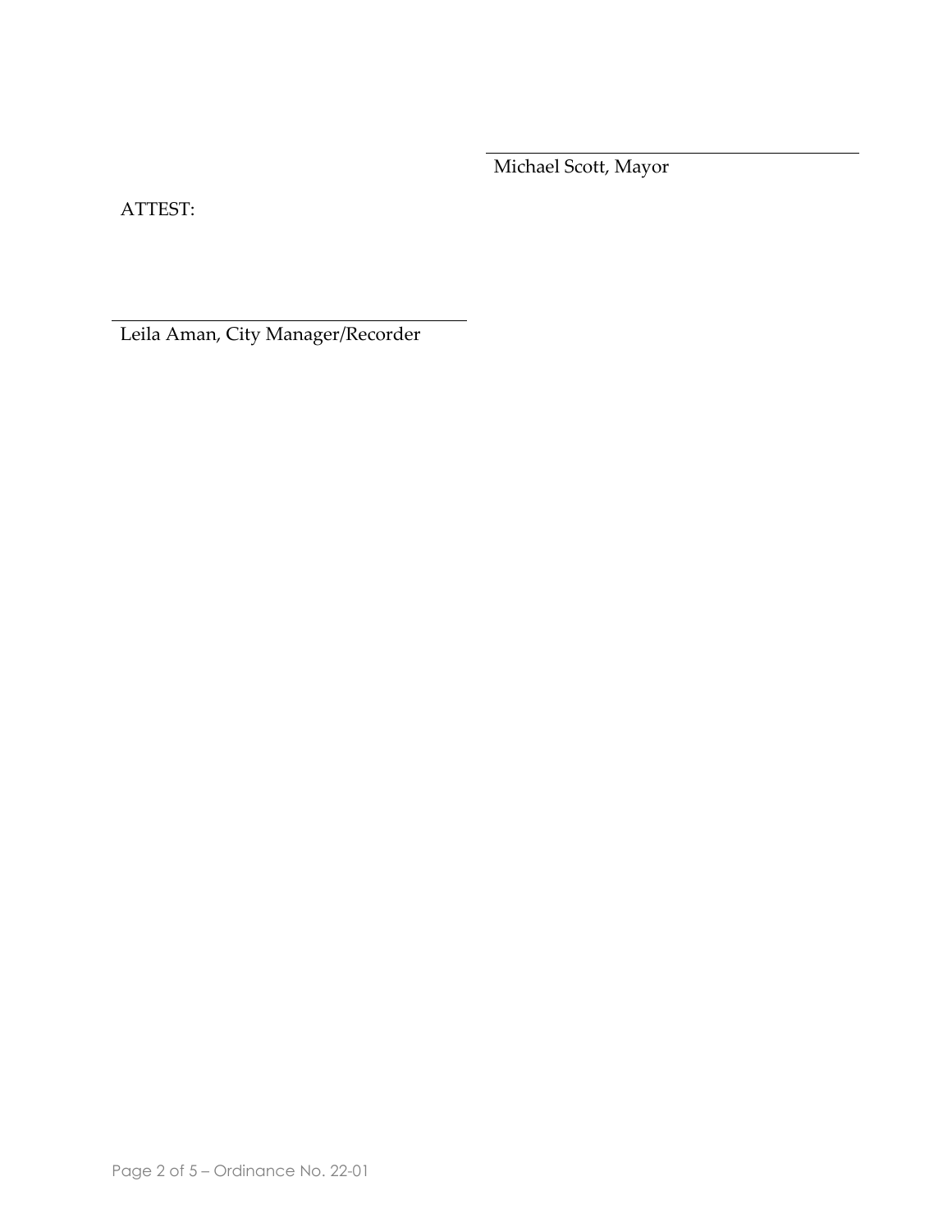\_\_\_\_\_\_\_\_\_\_\_\_\_\_\_\_\_\_\_\_\_\_\_\_\_\_\_\_\_\_\_\_\_\_\_\_

Michael Scott, Mayor

ATTEST:

\_\_\_\_\_\_\_\_\_\_\_\_\_\_\_\_\_\_\_\_\_\_\_\_\_\_\_\_\_\_\_\_\_\_\_\_

Leila Aman, City Manager/Recorder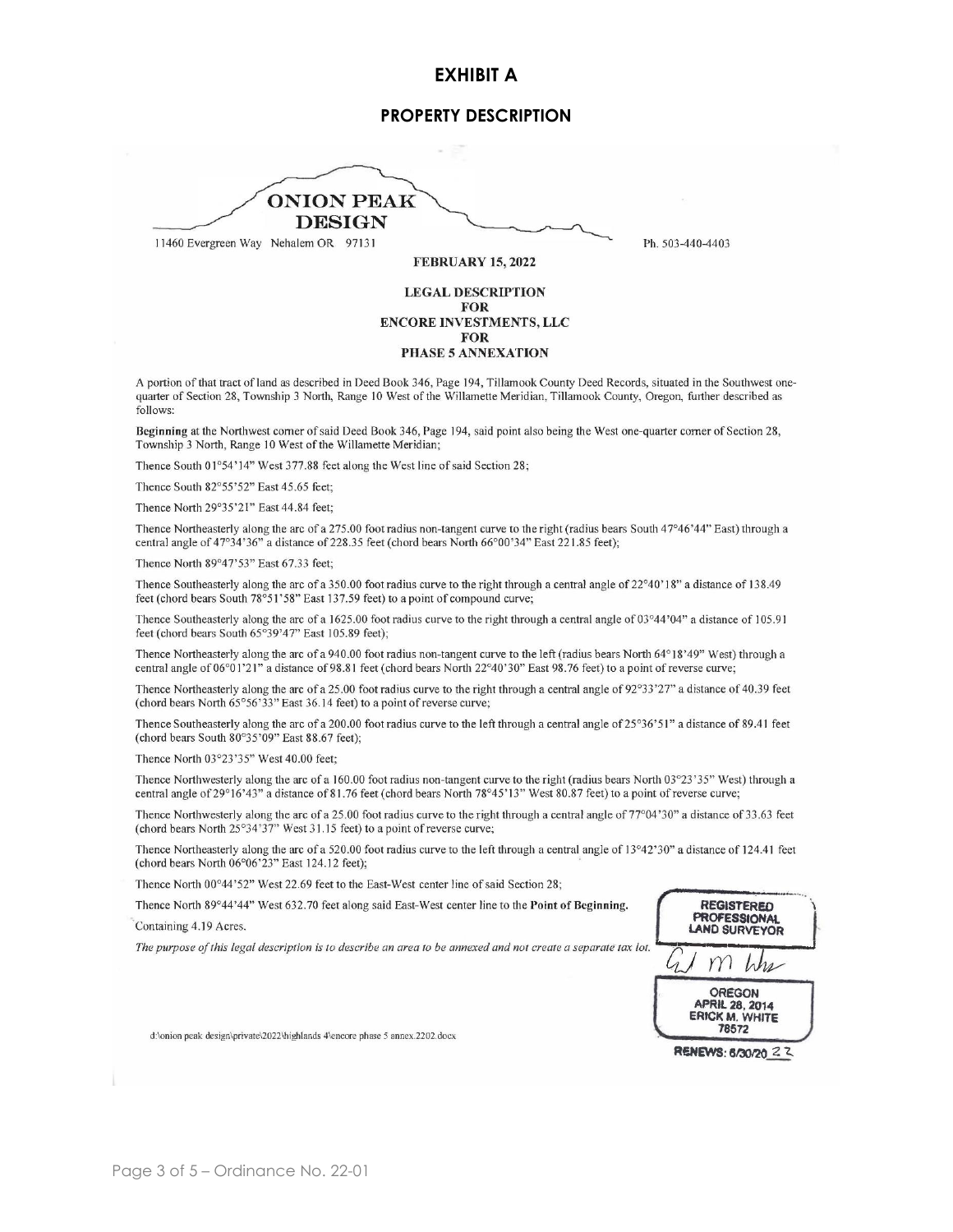# EXHIBIT A

## PROPERTY DESCRIPTION

**ONION PEAK DESIGN**

11460 Evergreen Way Nehalem OR 97131 Ph. 503-440-4403

**FEBRUARY 15, 2022**

**LEGAL DESCRIPTION**
**FOR**
**ENCORE INVESTMENTS, LLC**
**FOR**
**PHASE 5 ANNEXATION**

A portion of that tract of land as described in Deed Book 346, Page 194, Tillamook County Deed Records, situated in the Southwest one-quarter of Section 28, Township 3 North, Range 10 West of the Willamette Meridian, Tillamook County, Oregon, further described as follows:

**Beginning** at the Northwest corner of said Deed Book 346, Page 194, said point also being the West one-quarter corner of Section 28, Township 3 North, Range 10 West of the Willamette Meridian;

Thence South 01°54'14" West 377.88 feet along the West line of said Section 28;

Thence South 82°55'52" East 45.65 feet;

Thence North 29°35'21" East 44.84 feet;

Thence Northeasterly along the arc of a 275.00 foot radius non-tangent curve to the right (radius bears South 47°46'44" East) through a central angle of 47°34'36" a distance of 228.35 feet (chord bears North 66°00'34" East 221.85 feet);

Thence North 89°47'53" East 67.33 feet;

Thence Southeasterly along the arc of a 350.00 foot radius curve to the right through a central angle of 22°40'18" a distance of 138.49 feet (chord bears South 78°51'58" East 137.59 feet) to a point of compound curve;

Thence Southeasterly along the arc of a 1625.00 foot radius curve to the right through a central angle of 03°44'04" a distance of 105.91 feet (chord bears South 65°39'47" East 105.89 feet);

Thence Northeasterly along the arc of a 940.00 foot radius non-tangent curve to the left (radius bears North 64°18'49" West) through a central angle of 06°01'21" a distance of 98.81 feet (chord bears North 22°40'30" East 98.76 feet) to a point of reverse curve;

Thence Northeasterly along the arc of a 25.00 foot radius curve to the right through a central angle of 92°33'27" a distance of 40.39 feet (chord bears North 65°56'33" East 36.14 feet) to a point of reverse curve;

Thence Southeasterly along the arc of a 200.00 foot radius curve to the left through a central angle of 25°36'51" a distance of 89.41 feet (chord bears South 80°35'09" East 88.67 feet);

Thence North 03°23'35" West 40.00 feet;

Thence Northwesterly along the arc of a 160.00 foot radius non-tangent curve to the right (radius bears North 03°23'35" West) through a central angle of 29°16'43" a distance of 81.76 feet (chord bears North 78°45'13" West 80.87 feet) to a point of reverse curve;

Thence Northwesterly along the arc of a 25.00 foot radius curve to the right through a central angle of 77°04'30" a distance of 33.63 feet (chord bears North 25°34'37" West 31.15 feet) to a point of reverse curve;

Thence Northeasterly along the arc of a 520.00 foot radius curve to the left through a central angle of 13°42'30" a distance of 124.41 feet (chord bears North 06°06'23" East 124.12 feet);

Thence North 00°44'52" West 22.69 feet to the East-West center line of said Section 28;

Thence North 89°44'44" West 632.70 feet along said East-West center line to the **Point of Beginning.**

Containing 4.19 Acres.

*The purpose of this legal description is to describe an area to be annexed and not create a separate tax lot.*

REGISTERED PROFESSIONAL LAND SURVEYOR

OREGON
APRIL 28, 2014
ERICK M. WHITE
78572

RENEWS: 6/30/20 22

d:\onion peak design\private\2022\highlands 4\encore phase 5 annex.2202.docx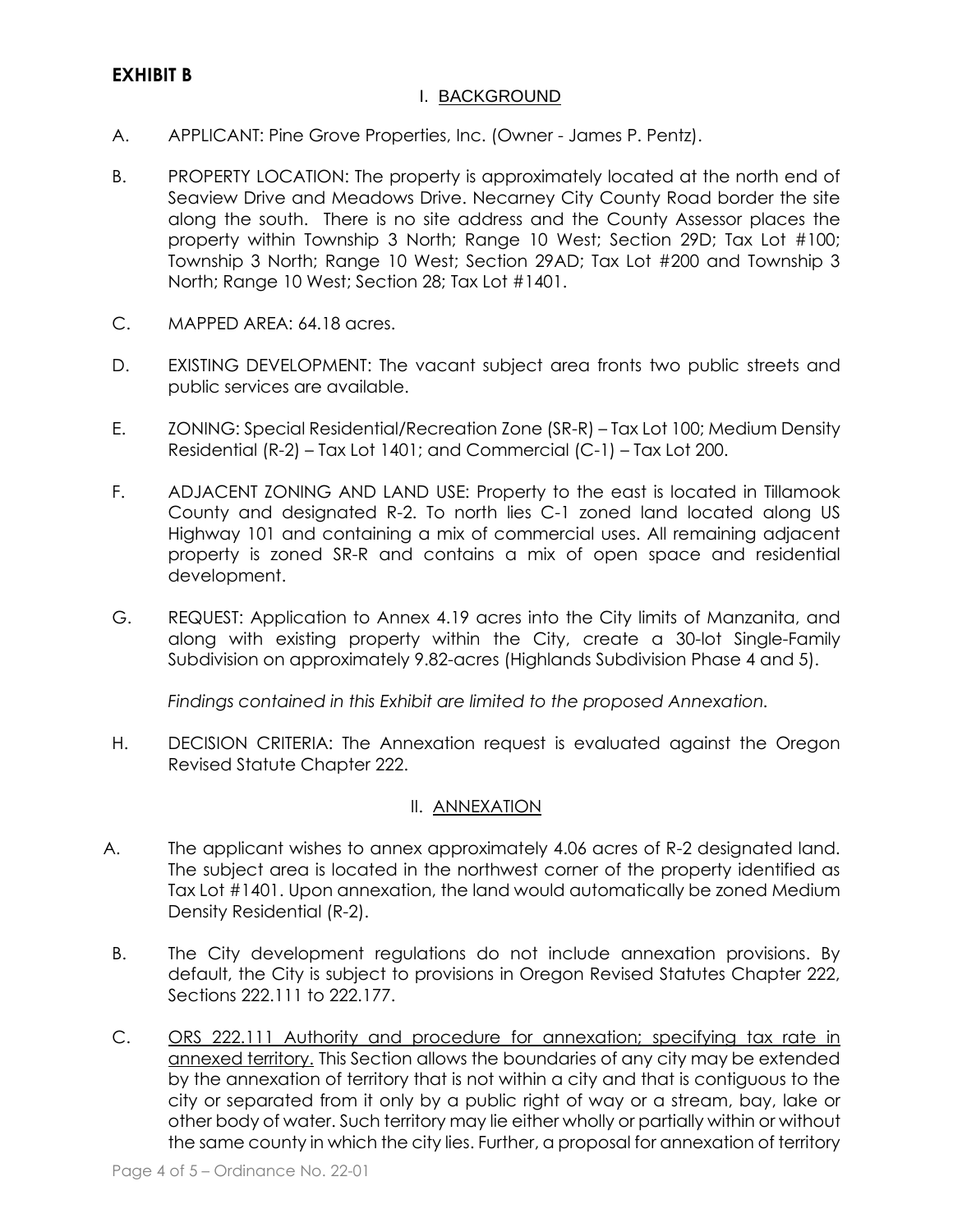## EXHIBIT B

### I. BACKGROUND

A. APPLICANT: Pine Grove Properties, Inc. (Owner - James P. Pentz).

B. PROPERTY LOCATION: The property is approximately located at the north end of Seaview Drive and Meadows Drive. Necarney City County Road border the site along the south. There is no site address and the County Assessor places the property within Township 3 North; Range 10 West; Section 29D; Tax Lot #100; Township 3 North; Range 10 West; Section 29AD; Tax Lot #200 and Township 3 North; Range 10 West; Section 28; Tax Lot #1401.

C. MAPPED AREA: 64.18 acres.

D. EXISTING DEVELOPMENT: The vacant subject area fronts two public streets and public services are available.

E. ZONING: Special Residential/Recreation Zone (SR-R) – Tax Lot 100; Medium Density Residential (R-2) – Tax Lot 1401; and Commercial (C-1) – Tax Lot 200.

F. ADJACENT ZONING AND LAND USE: Property to the east is located in Tillamook County and designated R-2. To north lies C-1 zoned land located along US Highway 101 and containing a mix of commercial uses. All remaining adjacent property is zoned SR-R and contains a mix of open space and residential development.

G. REQUEST: Application to Annex 4.19 acres into the City limits of Manzanita, and along with existing property within the City, create a 30-lot Single-Family Subdivision on approximately 9.82-acres (Highlands Subdivision Phase 4 and 5).

*Findings contained in this Exhibit are limited to the proposed Annexation.*

H. DECISION CRITERIA: The Annexation request is evaluated against the Oregon Revised Statute Chapter 222.

### II. ANNEXATION

A. The applicant wishes to annex approximately 4.06 acres of R-2 designated land. The subject area is located in the northwest corner of the property identified as Tax Lot #1401. Upon annexation, the land would automatically be zoned Medium Density Residential (R-2).

B. The City development regulations do not include annexation provisions. By default, the City is subject to provisions in Oregon Revised Statutes Chapter 222, Sections 222.111 to 222.177.

C. ORS 222.111 Authority and procedure for annexation; specifying tax rate in annexed territory. This Section allows the boundaries of any city may be extended by the annexation of territory that is not within a city and that is contiguous to the city or separated from it only by a public right of way or a stream, bay, lake or other body of water. Such territory may lie either wholly or partially within or without the same county in which the city lies. Further, a proposal for annexation of territory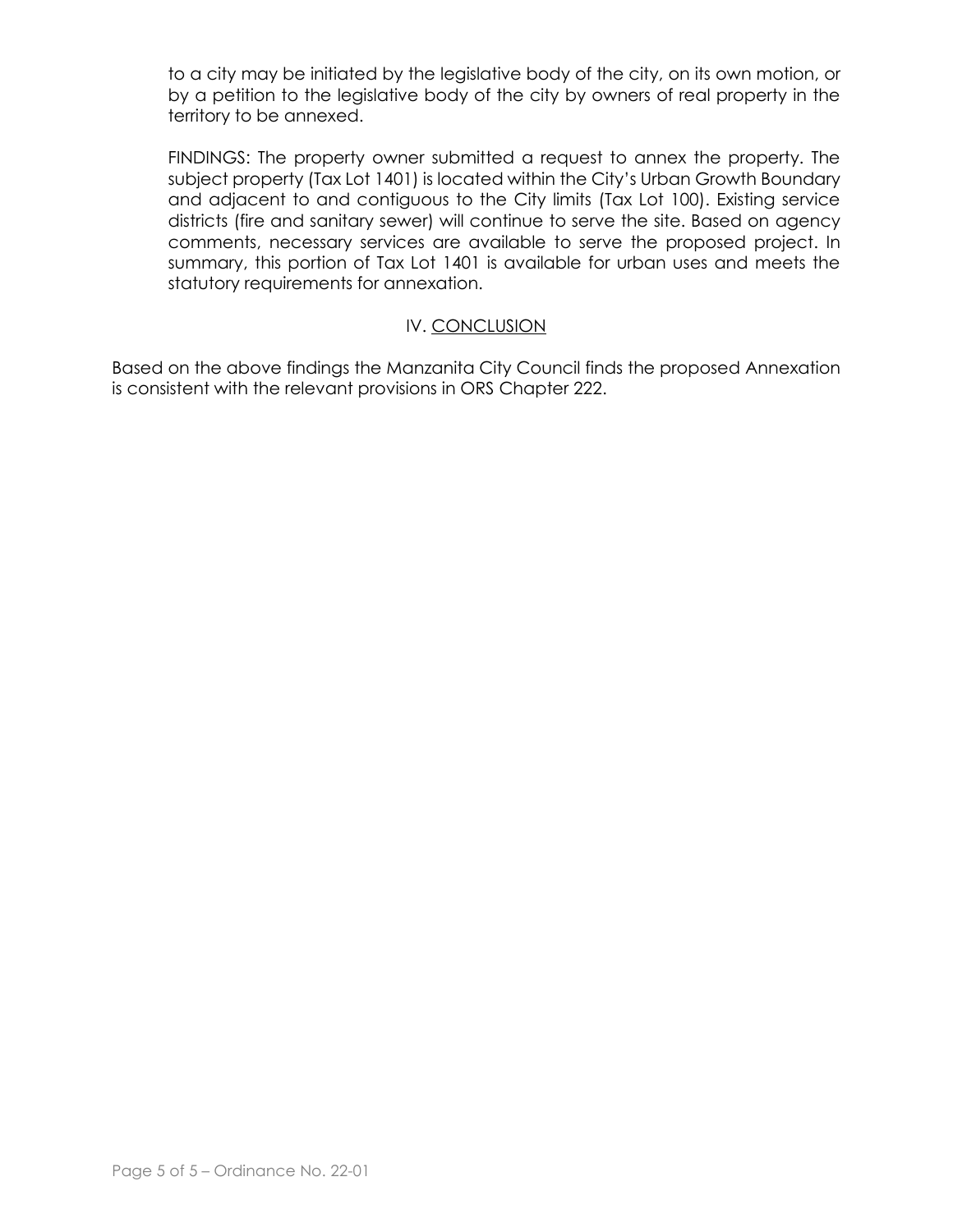to a city may be initiated by the legislative body of the city, on its own motion, or by a petition to the legislative body of the city by owners of real property in the territory to be annexed.

FINDINGS: The property owner submitted a request to annex the property. The subject property (Tax Lot 1401) is located within the City's Urban Growth Boundary and adjacent to and contiguous to the City limits (Tax Lot 100). Existing service districts (fire and sanitary sewer) will continue to serve the site. Based on agency comments, necessary services are available to serve the proposed project. In summary, this portion of Tax Lot 1401 is available for urban uses and meets the statutory requirements for annexation.

## IV. CONCLUSION

Based on the above findings the Manzanita City Council finds the proposed Annexation is consistent with the relevant provisions in ORS Chapter 222.